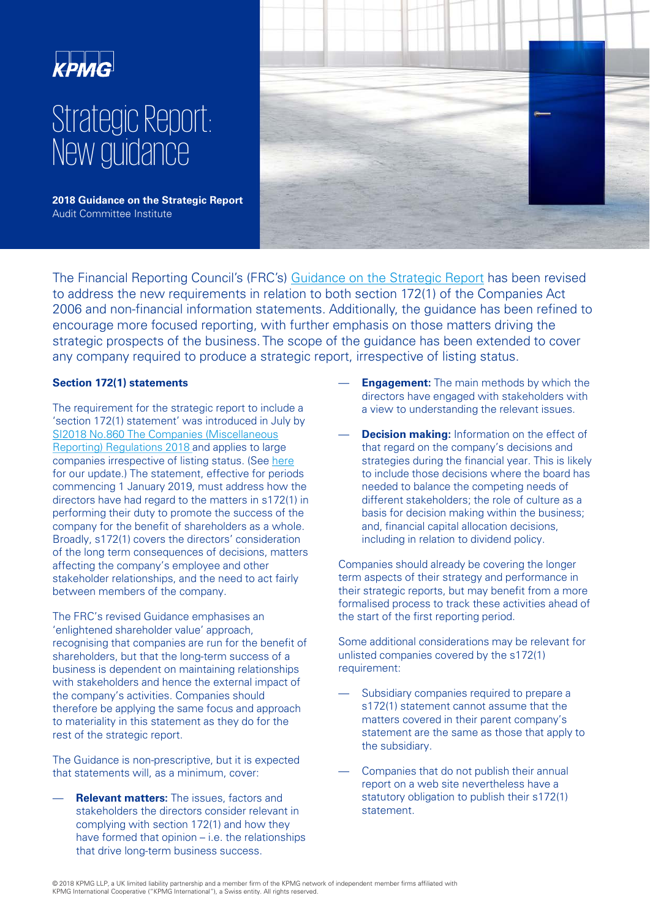# Strategic Report: New guidance

**2018 Guidance on the Strategic Report**
Audit Committee Institute

The Financial Reporting Council's (FRC's) Guidance on the Strategic Report has been revised to address the new requirements in relation to both section 172(1) of the Companies Act 2006 and non-financial information statements. Additionally, the guidance has been refined to encourage more focused reporting, with further emphasis on those matters driving the strategic prospects of the business. The scope of the guidance has been extended to cover any company required to produce a strategic report, irrespective of listing status.

### Section 172(1) statements

The requirement for the strategic report to include a 'section 172(1) statement' was introduced in July by SI2018 No.860 The Companies (Miscellaneous Reporting) Regulations 2018 and applies to large companies irrespective of listing status. (See here for our update.) The statement, effective for periods commencing 1 January 2019, must address how the directors have had regard to the matters in s172(1) in performing their duty to promote the success of the company for the benefit of shareholders as a whole. Broadly, s172(1) covers the directors' consideration of the long term consequences of decisions, matters affecting the company's employee and other stakeholder relationships, and the need to act fairly between members of the company.

The FRC's revised Guidance emphasises an 'enlightened shareholder value' approach, recognising that companies are run for the benefit of shareholders, but that the long-term success of a business is dependent on maintaining relationships with stakeholders and hence the external impact of the company's activities. Companies should therefore be applying the same focus and approach to materiality in this statement as they do for the rest of the strategic report.

The Guidance is non-prescriptive, but it is expected that statements will, as a minimum, cover:

- **Relevant matters:** The issues, factors and stakeholders the directors consider relevant in complying with section 172(1) and how they have formed that opinion – i.e. the relationships that drive long-term business success.
- **Engagement:** The main methods by which the directors have engaged with stakeholders with a view to understanding the relevant issues.
- **Decision making:** Information on the effect of that regard on the company's decisions and strategies during the financial year. This is likely to include those decisions where the board has needed to balance the competing needs of different stakeholders; the role of culture as a basis for decision making within the business; and, financial capital allocation decisions, including in relation to dividend policy.

Companies should already be covering the longer term aspects of their strategy and performance in their strategic reports, but may benefit from a more formalised process to track these activities ahead of the start of the first reporting period.

Some additional considerations may be relevant for unlisted companies covered by the s172(1) requirement:

- Subsidiary companies required to prepare a s172(1) statement cannot assume that the matters covered in their parent company's statement are the same as those that apply to the subsidiary.
- Companies that do not publish their annual report on a web site nevertheless have a statutory obligation to publish their s172(1) statement.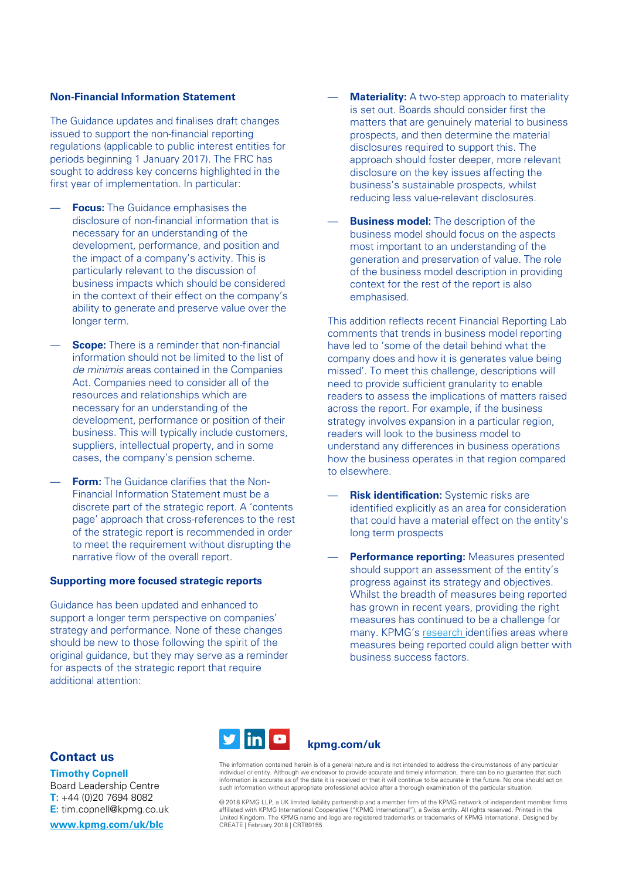### Non-Financial Information Statement

The Guidance updates and finalises draft changes issued to support the non-financial reporting regulations (applicable to public interest entities for periods beginning 1 January 2017). The FRC has sought to address key concerns highlighted in the first year of implementation. In particular:

- **Focus:** The Guidance emphasises the disclosure of non-financial information that is necessary for an understanding of the development, performance, and position and the impact of a company's activity. This is particularly relevant to the discussion of business impacts which should be considered in the context of their effect on the company's ability to generate and preserve value over the longer term.
- **Scope:** There is a reminder that non-financial information should not be limited to the list of *de minimis* areas contained in the Companies Act. Companies need to consider all of the resources and relationships which are necessary for an understanding of the development, performance or position of their business. This will typically include customers, suppliers, intellectual property, and in some cases, the company's pension scheme.
- **Form:** The Guidance clarifies that the Non-Financial Information Statement must be a discrete part of the strategic report. A 'contents page' approach that cross-references to the rest of the strategic report is recommended in order to meet the requirement without disrupting the narrative flow of the overall report.

### Supporting more focused strategic reports

Guidance has been updated and enhanced to support a longer term perspective on companies' strategy and performance. None of these changes should be new to those following the spirit of the original guidance, but they may serve as a reminder for aspects of the strategic report that require additional attention:

- **Materiality:** A two-step approach to materiality is set out. Boards should consider first the matters that are genuinely material to business prospects, and then determine the material disclosures required to support this. The approach should foster deeper, more relevant disclosure on the key issues affecting the business's sustainable prospects, whilst reducing less value-relevant disclosures.
- **Business model:** The description of the business model should focus on the aspects most important to an understanding of the generation and preservation of value. The role of the business model description in providing context for the rest of the report is also emphasised.

This addition reflects recent Financial Reporting Lab comments that trends in business model reporting have led to 'some of the detail behind what the company does and how it is generates value being missed'. To meet this challenge, descriptions will need to provide sufficient granularity to enable readers to assess the implications of matters raised across the report. For example, if the business strategy involves expansion in a particular region, readers will look to the business model to understand any differences in business operations how the business operates in that region compared to elsewhere.

- **Risk identification:** Systemic risks are identified explicitly as an area for consideration that could have a material effect on the entity's long term prospects
- **Performance reporting:** Measures presented should support an assessment of the entity's progress against its strategy and objectives. Whilst the breadth of measures being reported has grown in recent years, providing the right measures has continued to be a challenge for many. KPMG's research identifies areas where measures being reported could align better with business success factors.

## Contact us

**Timothy Copnell**
Board Leadership Centre
**T:** +44 (0)20 7694 8082
**E:** tim.copnell@kpmg.co.uk
**www.kpmg.com/uk/blc**

**kpmg.com/uk**

The information contained herein is of a general nature and is not intended to address the circumstances of any particular individual or entity. Although we endeavor to provide accurate and timely information, there can be no guarantee that such information is accurate as of the date it is received or that it will continue to be accurate in the future. No one should act on such information without appropriate professional advice after a thorough examination of the particular situation.

© 2018 KPMG LLP, a UK limited liability partnership and a member firm of the KPMG network of independent member firms affiliated with KPMG International Cooperative ("KPMG International"), a Swiss entity. All rights reserved. Printed in the United Kingdom. The KPMG name and logo are registered trademarks or trademarks of KPMG International. Designed by CREATE | February 2018 | CRT89155